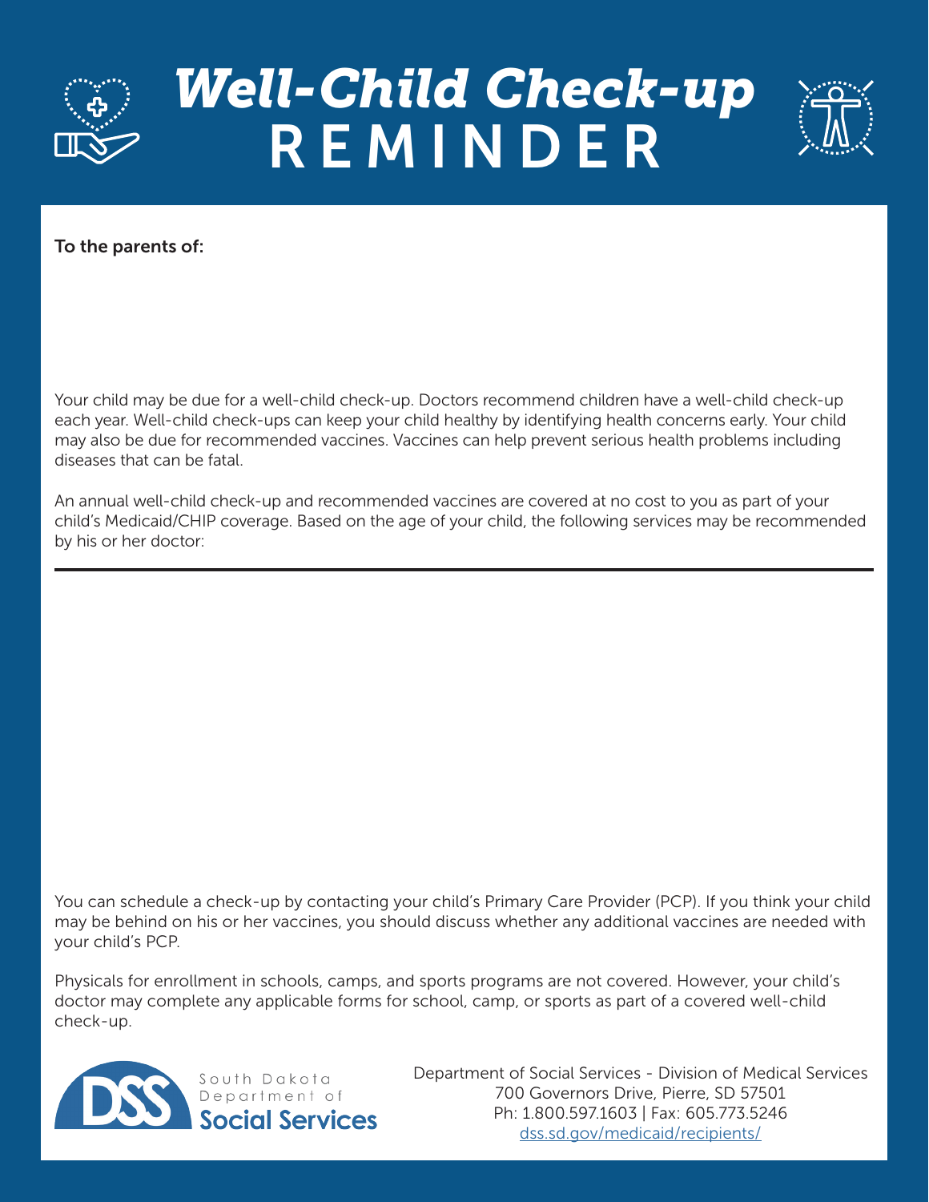# *Well-Child Check-up* REMINDER

**To the parents of:**

Your child may be due for a well-child check-up. Doctors recommend children have a well-child check-up each year. Well-child check-ups can keep your child healthy by identifying health concerns early. Your child may also be due for recommended vaccines. Vaccines can help prevent serious health problems including diseases that can be fatal.

An annual well-child check-up and recommended vaccines are covered at no cost to you as part of your child's Medicaid/CHIP coverage. Based on the age of your child, the following services may be recommended by his or her doctor:

---

You can schedule a check-up by contacting your child's Primary Care Provider (PCP). If you think your child may be behind on his or her vaccines, you should discuss whether any additional vaccines are needed with your child's PCP.

Physicals for enrollment in schools, camps, and sports programs are not covered. However, your child's doctor may complete any applicable forms for school, camp, or sports as part of a covered well-child check-up.

DSS South Dakota Department of Social Services

Department of Social Services - Division of Medical Services
700 Governors Drive, Pierre, SD 57501
Ph: 1.800.597.1603 | Fax: 605.773.5246
dss.sd.gov/medicaid/recipients/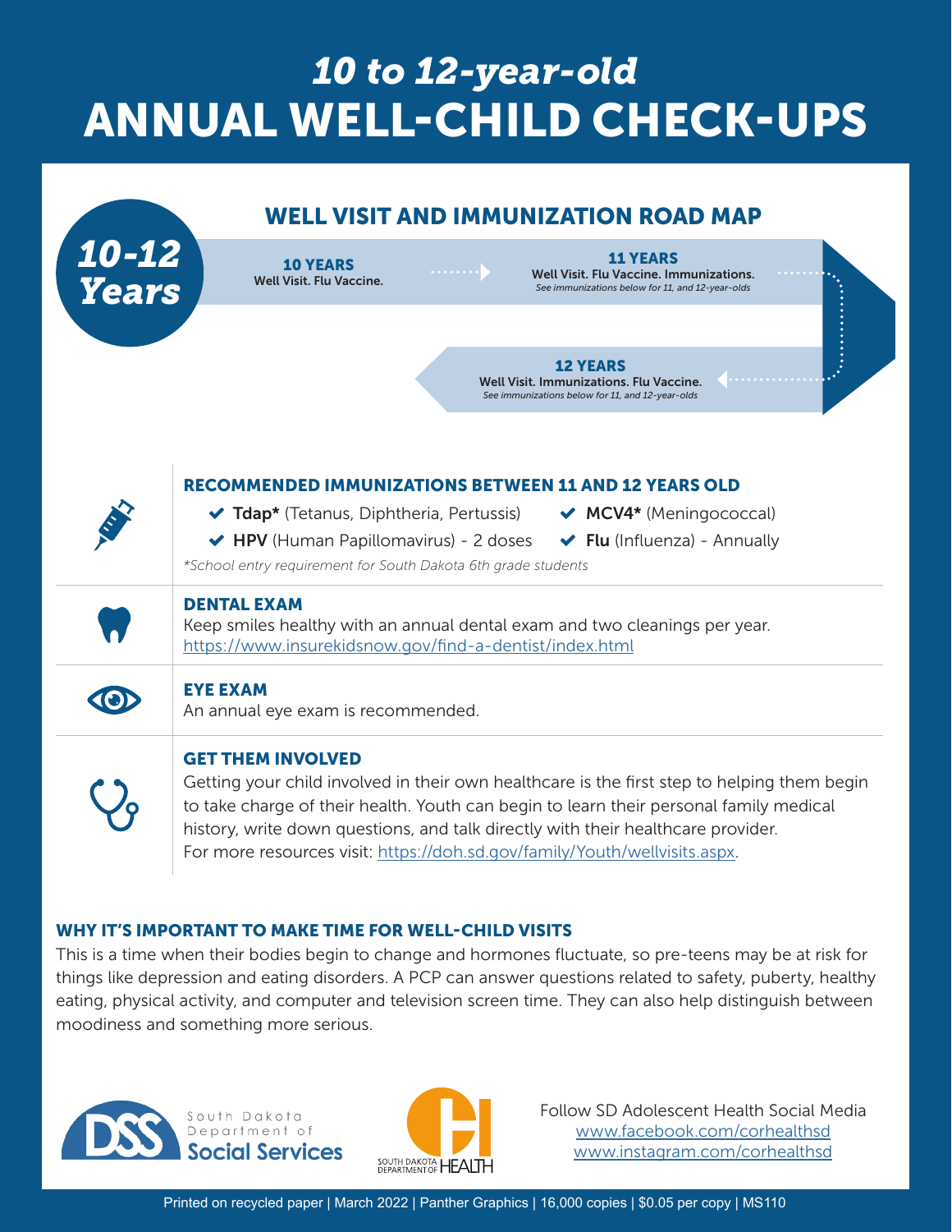# *10 to 12-year-old*
# ANNUAL WELL-CHILD CHECK-UPS

*10-12 Years*

## WELL VISIT AND IMMUNIZATION ROAD MAP

**10 YEARS**
Well Visit. Flu Vaccine.

**11 YEARS**
Well Visit. Flu Vaccine. Immunizations.
*See immunizations below for 11, and 12-year-olds*

**12 YEARS**
Well Visit. Immunizations. Flu Vaccine.
*See immunizations below for 11, and 12-year-olds*

### RECOMMENDED IMMUNIZATIONS BETWEEN 11 AND 12 YEARS OLD

- **Tdap*** (Tetanus, Diphtheria, Pertussis)
- **HPV** (Human Papillomavirus) - 2 doses
- **MCV4*** (Meningococcal)
- **Flu** (Influenza) - Annually

*School entry requirement for South Dakota 6th grade students*

### DENTAL EXAM

Keep smiles healthy with an annual dental exam and two cleanings per year.
https://www.insurekidsnow.gov/find-a-dentist/index.html

### EYE EXAM

An annual eye exam is recommended.

### GET THEM INVOLVED

Getting your child involved in their own healthcare is the first step to helping them begin to take charge of their health. Youth can begin to learn their personal family medical history, write down questions, and talk directly with their healthcare provider.
For more resources visit: https://doh.sd.gov/family/Youth/wellvisits.aspx.

### WHY IT'S IMPORTANT TO MAKE TIME FOR WELL-CHILD VISITS

This is a time when their bodies begin to change and hormones fluctuate, so pre-teens may be at risk for things like depression and eating disorders. A PCP can answer questions related to safety, puberty, healthy eating, physical activity, and computer and television screen time. They can also help distinguish between moodiness and something more serious.

South Dakota Department of Social Services

South Dakota Department of Health

Follow SD Adolescent Health Social Media
www.facebook.com/corhealthsd
www.instagram.com/corhealthsd

Printed on recycled paper | March 2022 | Panther Graphics | 16,000 copies | $0.05 per copy | MS110